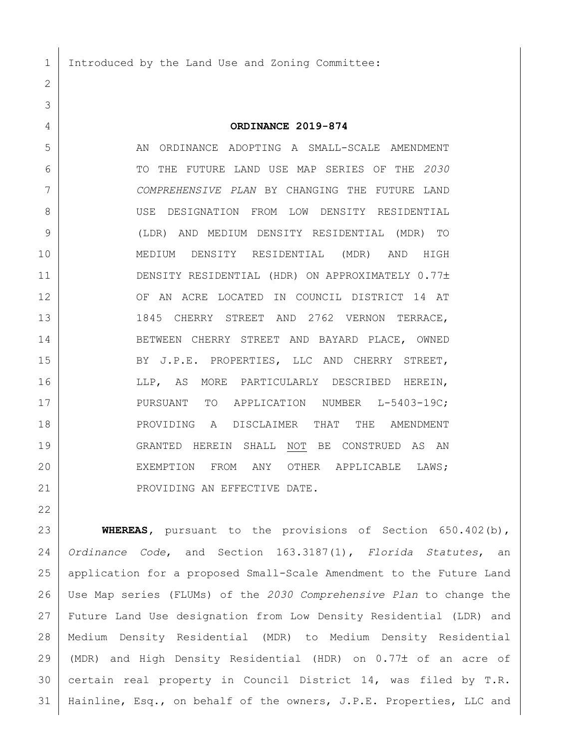Introduced by the Land Use and Zoning Committee:

**ORDINANCE 2019-874**

AN ORDINANCE ADOPTING A SMALL-SCALE AMENDMENT TO THE FUTURE LAND USE MAP SERIES OF THE *2030 COMPREHENSIVE PLAN* BY CHANGING THE FUTURE LAND USE DESIGNATION FROM LOW DENSITY RESIDENTIAL (LDR) AND MEDIUM DENSITY RESIDENTIAL (MDR) TO MEDIUM DENSITY RESIDENTIAL (MDR) AND HIGH DENSITY RESIDENTIAL (HDR) ON APPROXIMATELY 0.77± OF AN ACRE LOCATED IN COUNCIL DISTRICT 14 AT 1845 CHERRY STREET AND 2762 VERNON TERRACE, BETWEEN CHERRY STREET AND BAYARD PLACE, OWNED BY J.P.E. PROPERTIES, LLC AND CHERRY STREET, LLP, AS MORE PARTICULARLY DESCRIBED HEREIN, PURSUANT TO APPLICATION NUMBER L-5403-19C; PROVIDING A DISCLAIMER THAT THE AMENDMENT GRANTED HEREIN SHALL <u>NOT</u> BE CONSTRUED AS AN EXEMPTION FROM ANY OTHER APPLICABLE LAWS; PROVIDING AN EFFECTIVE DATE.

**WHEREAS**, pursuant to the provisions of Section 650.402(b), *Ordinance Code*, and Section 163.3187(1), *Florida Statutes*, an application for a proposed Small-Scale Amendment to the Future Land Use Map series (FLUMs) of the *2030 Comprehensive Plan* to change the Future Land Use designation from Low Density Residential (LDR) and Medium Density Residential (MDR) to Medium Density Residential (MDR) and High Density Residential (HDR) on 0.77± of an acre of certain real property in Council District 14, was filed by T.R. Hainline, Esq., on behalf of the owners, J.P.E. Properties, LLC and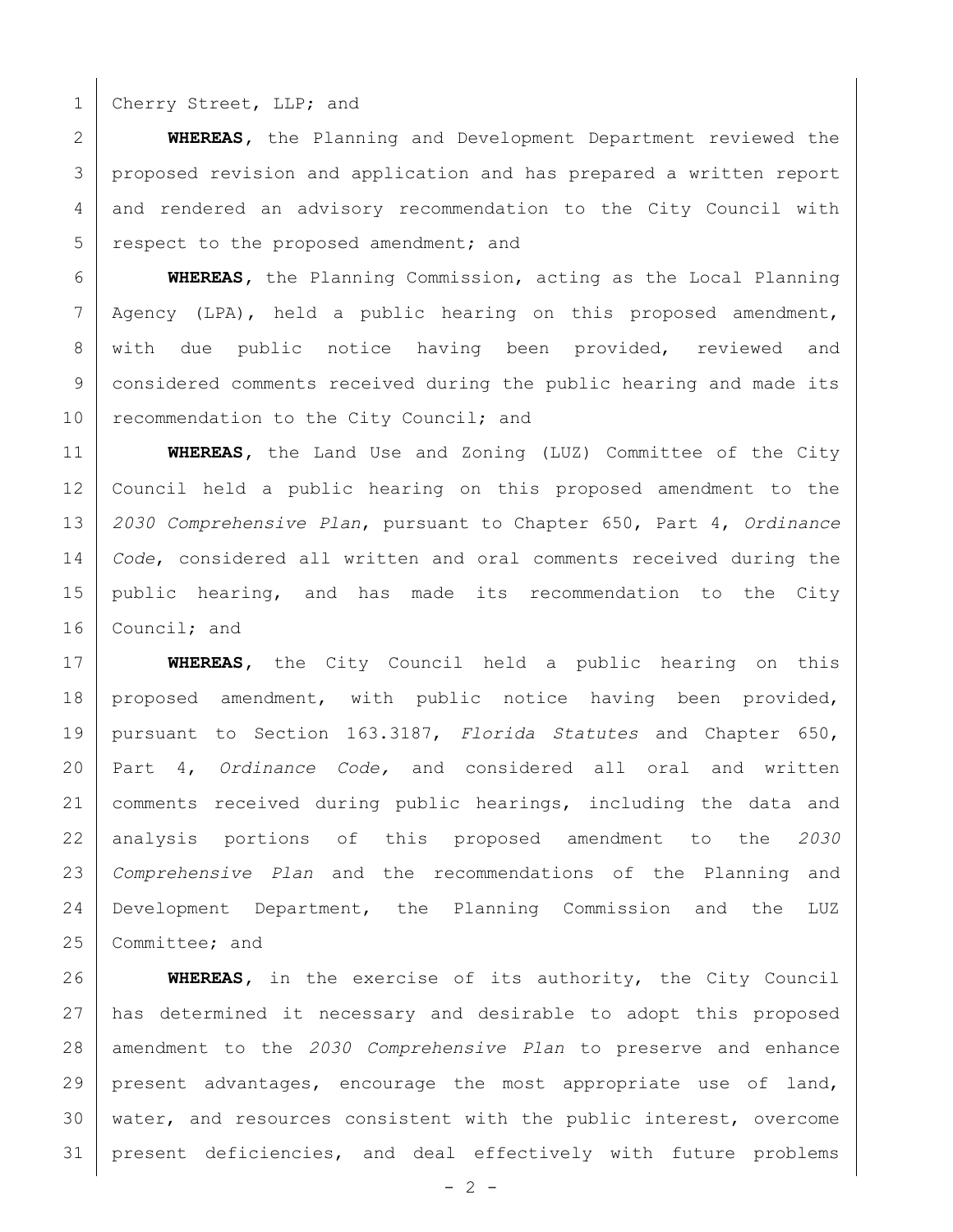Cherry Street, LLP; and

**WHEREAS**, the Planning and Development Department reviewed the proposed revision and application and has prepared a written report and rendered an advisory recommendation to the City Council with respect to the proposed amendment; and

**WHEREAS**, the Planning Commission, acting as the Local Planning Agency (LPA), held a public hearing on this proposed amendment, with due public notice having been provided, reviewed and considered comments received during the public hearing and made its recommendation to the City Council; and

**WHEREAS**, the Land Use and Zoning (LUZ) Committee of the City Council held a public hearing on this proposed amendment to the *2030 Comprehensive Plan*, pursuant to Chapter 650, Part 4, *Ordinance Code*, considered all written and oral comments received during the public hearing, and has made its recommendation to the City Council; and

**WHEREAS**, the City Council held a public hearing on this proposed amendment, with public notice having been provided, pursuant to Section 163.3187, *Florida Statutes* and Chapter 650, Part 4, *Ordinance Code,* and considered all oral and written comments received during public hearings, including the data and analysis portions of this proposed amendment to the *2030 Comprehensive Plan* and the recommendations of the Planning and Development Department, the Planning Commission and the LUZ Committee; and

**WHEREAS**, in the exercise of its authority, the City Council has determined it necessary and desirable to adopt this proposed amendment to the *2030 Comprehensive Plan* to preserve and enhance present advantages, encourage the most appropriate use of land, water, and resources consistent with the public interest, overcome present deficiencies, and deal effectively with future problems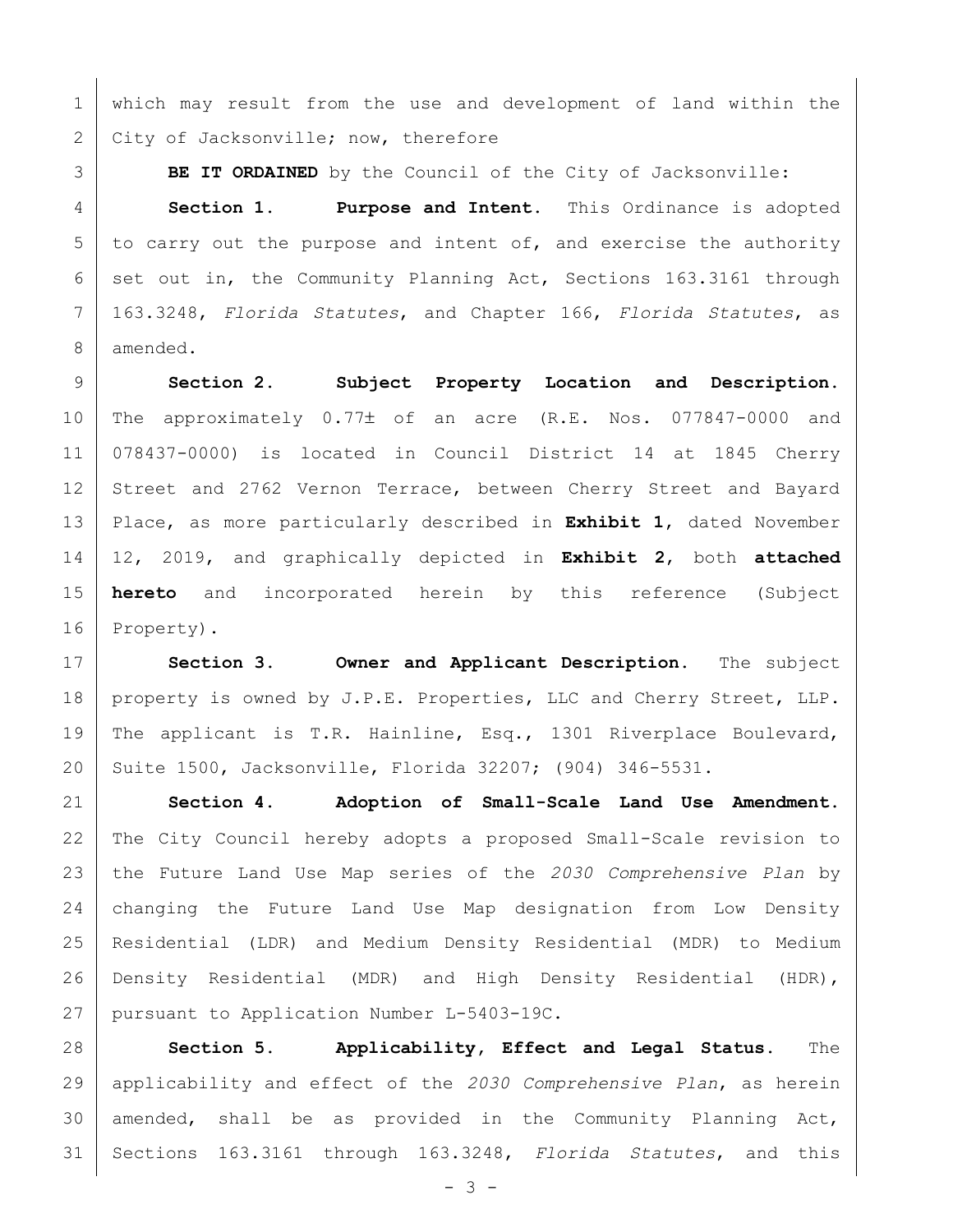which may result from the use and development of land within the City of Jacksonville; now, therefore

**BE IT ORDAINED** by the Council of the City of Jacksonville:

**Section 1. Purpose and Intent.** This Ordinance is adopted to carry out the purpose and intent of, and exercise the authority set out in, the Community Planning Act, Sections 163.3161 through 163.3248, *Florida Statutes*, and Chapter 166, *Florida Statutes*, as amended.

**Section 2. Subject Property Location and Description.** The approximately 0.77± of an acre (R.E. Nos. 077847-0000 and 078437-0000) is located in Council District 14 at 1845 Cherry Street and 2762 Vernon Terrace, between Cherry Street and Bayard Place, as more particularly described in **Exhibit 1**, dated November 12, 2019, and graphically depicted in **Exhibit 2**, both **attached hereto** and incorporated herein by this reference (Subject Property).

**Section 3. Owner and Applicant Description.** The subject property is owned by J.P.E. Properties, LLC and Cherry Street, LLP. The applicant is T.R. Hainline, Esq., 1301 Riverplace Boulevard, Suite 1500, Jacksonville, Florida 32207; (904) 346-5531.

**Section 4. Adoption of Small-Scale Land Use Amendment.** The City Council hereby adopts a proposed Small-Scale revision to the Future Land Use Map series of the *2030 Comprehensive Plan* by changing the Future Land Use Map designation from Low Density Residential (LDR) and Medium Density Residential (MDR) to Medium Density Residential (MDR) and High Density Residential (HDR), pursuant to Application Number L-5403-19C.

**Section 5. Applicability, Effect and Legal Status.** The applicability and effect of the *2030 Comprehensive Plan*, as herein amended, shall be as provided in the Community Planning Act, Sections 163.3161 through 163.3248, *Florida Statutes*, and this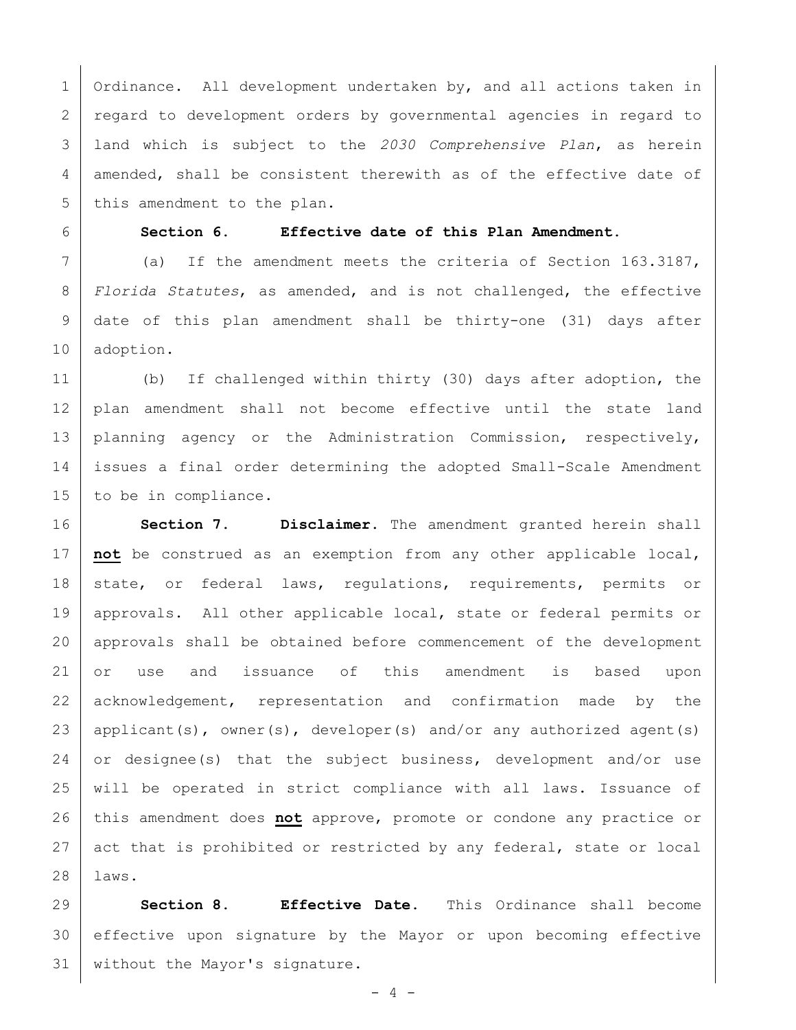Ordinance. All development undertaken by, and all actions taken in regard to development orders by governmental agencies in regard to land which is subject to the *2030 Comprehensive Plan*, as herein amended, shall be consistent therewith as of the effective date of this amendment to the plan.

**Section 6. Effective date of this Plan Amendment.**

(a) If the amendment meets the criteria of Section 163.3187, *Florida Statutes*, as amended, and is not challenged, the effective date of this plan amendment shall be thirty-one (31) days after adoption.

(b) If challenged within thirty (30) days after adoption, the plan amendment shall not become effective until the state land planning agency or the Administration Commission, respectively, issues a final order determining the adopted Small-Scale Amendment to be in compliance.

**Section 7. Disclaimer.** The amendment granted herein shall **not** be construed as an exemption from any other applicable local, state, or federal laws, regulations, requirements, permits or approvals. All other applicable local, state or federal permits or approvals shall be obtained before commencement of the development or use and issuance of this amendment is based upon acknowledgement, representation and confirmation made by the applicant(s), owner(s), developer(s) and/or any authorized agent(s) or designee(s) that the subject business, development and/or use will be operated in strict compliance with all laws. Issuance of this amendment does **not** approve, promote or condone any practice or act that is prohibited or restricted by any federal, state or local laws.

**Section 8. Effective Date.** This Ordinance shall become effective upon signature by the Mayor or upon becoming effective without the Mayor's signature.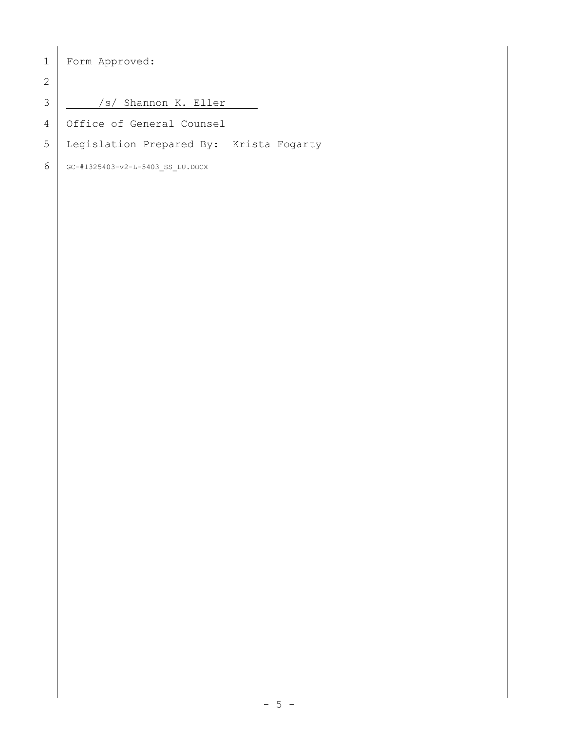Form Approved:

/s/ Shannon K. Eller

Office of General Counsel

Legislation Prepared By: Krista Fogarty

GC-#1325403-v2-L-5403_SS_LU.DOCX